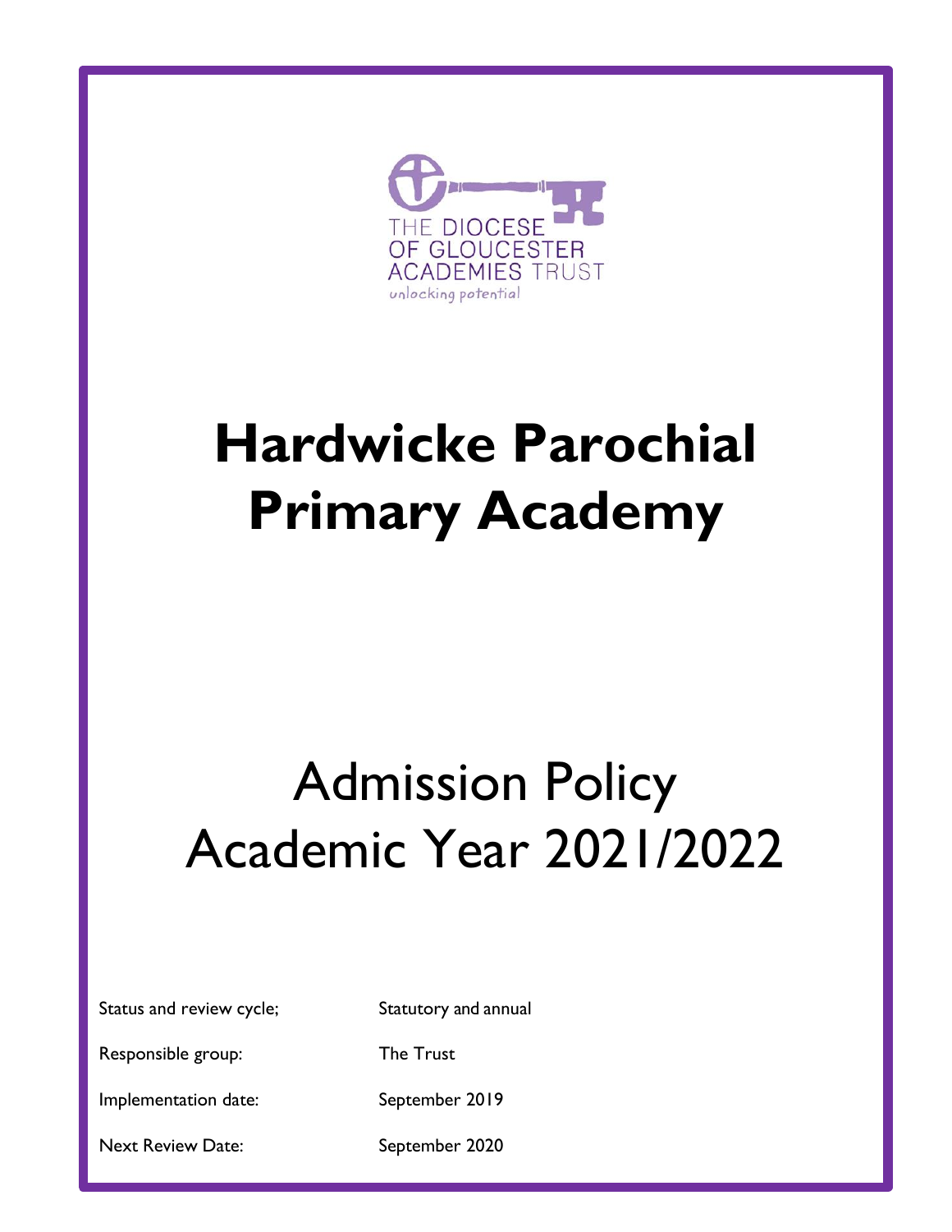THE DIOCESE OF GLOUCESTER ACADEMIES TRUST

*unlocking potential*

# Hardwicke Parochial Primary Academy

## Admission Policy Academic Year 2021/2022

| | |
|---|---|
| Status and review cycle; | Statutory and annual |
| Responsible group: | The Trust |
| Implementation date: | September 2019 |
| Next Review Date: | September 2020 |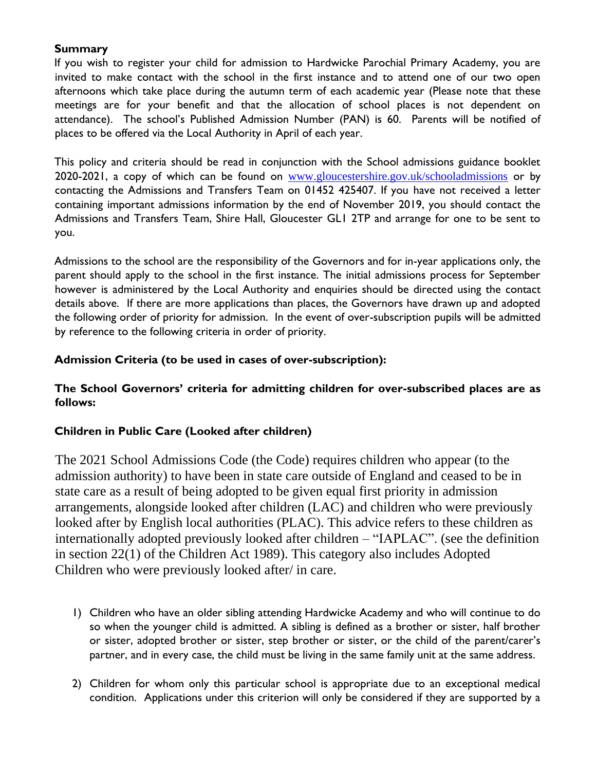**Summary**

If you wish to register your child for admission to Hardwicke Parochial Primary Academy, you are invited to make contact with the school in the first instance and to attend one of our two open afternoons which take place during the autumn term of each academic year (Please note that these meetings are for your benefit and that the allocation of school places is not dependent on attendance). The school's Published Admission Number (PAN) is 60. Parents will be notified of places to be offered via the Local Authority in April of each year.

This policy and criteria should be read in conjunction with the School admissions guidance booklet 2020-2021, a copy of which can be found on www.gloucestershire.gov.uk/schooladmissions or by contacting the Admissions and Transfers Team on 01452 425407. If you have not received a letter containing important admissions information by the end of November 2019, you should contact the Admissions and Transfers Team, Shire Hall, Gloucester GL1 2TP and arrange for one to be sent to you.

Admissions to the school are the responsibility of the Governors and for in-year applications only, the parent should apply to the school in the first instance. The initial admissions process for September however is administered by the Local Authority and enquiries should be directed using the contact details above. If there are more applications than places, the Governors have drawn up and adopted the following order of priority for admission. In the event of over-subscription pupils will be admitted by reference to the following criteria in order of priority.

**Admission Criteria (to be used in cases of over-subscription):**

**The School Governors' criteria for admitting children for over-subscribed places are as follows:**

**Children in Public Care (Looked after children)**

The 2021 School Admissions Code (the Code) requires children who appear (to the admission authority) to have been in state care outside of England and ceased to be in state care as a result of being adopted to be given equal first priority in admission arrangements, alongside looked after children (LAC) and children who were previously looked after by English local authorities (PLAC). This advice refers to these children as internationally adopted previously looked after children – "IAPLAC". (see the definition in section 22(1) of the Children Act 1989). This category also includes Adopted Children who were previously looked after/ in care.

1) Children who have an older sibling attending Hardwicke Academy and who will continue to do so when the younger child is admitted. A sibling is defined as a brother or sister, half brother or sister, adopted brother or sister, step brother or sister, or the child of the parent/carer's partner, and in every case, the child must be living in the same family unit at the same address.

2) Children for whom only this particular school is appropriate due to an exceptional medical condition. Applications under this criterion will only be considered if they are supported by a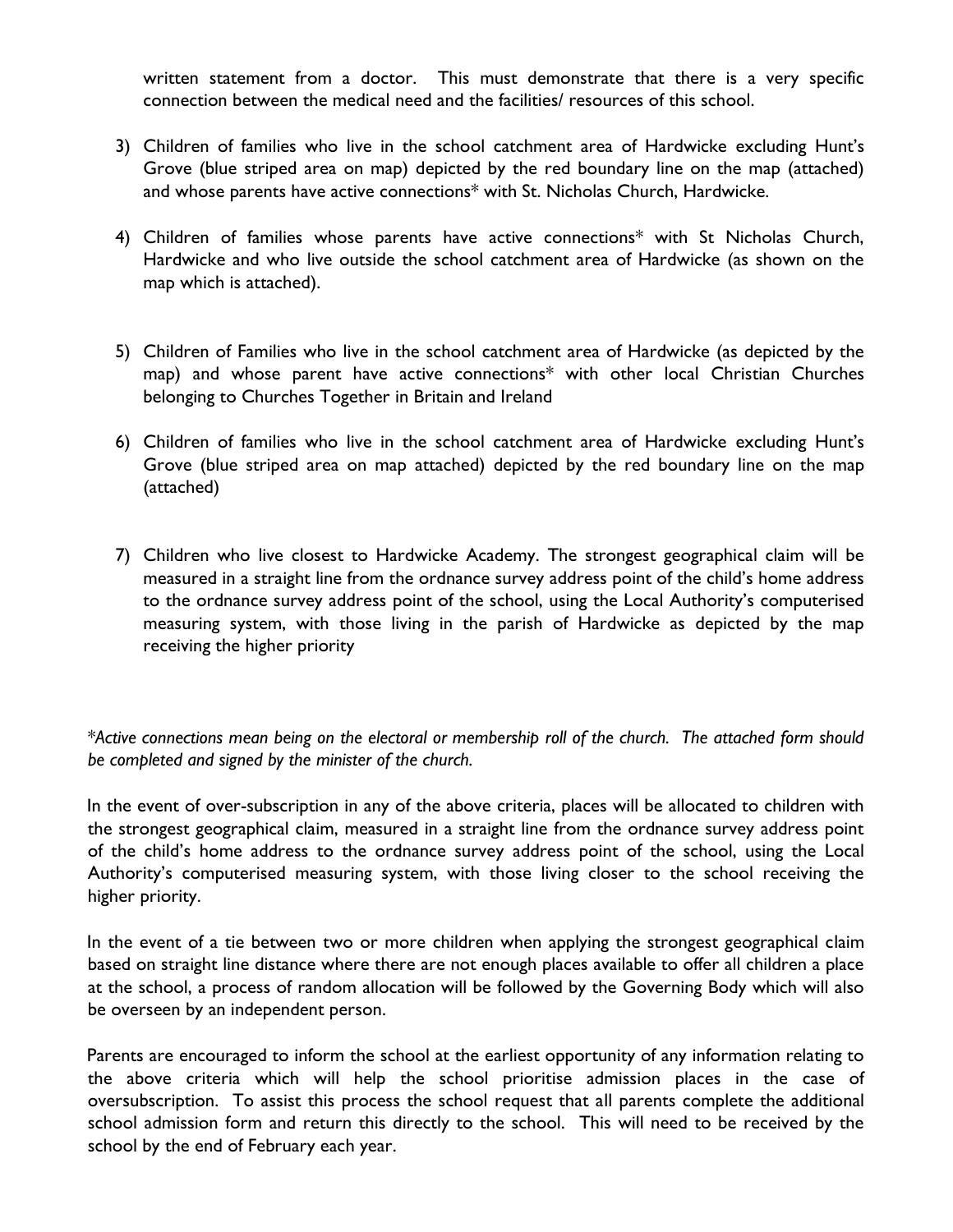written statement from a doctor. This must demonstrate that there is a very specific connection between the medical need and the facilities/ resources of this school.

3) Children of families who live in the school catchment area of Hardwicke excluding Hunt's Grove (blue striped area on map) depicted by the red boundary line on the map (attached) and whose parents have active connections* with St. Nicholas Church, Hardwicke.

4) Children of families whose parents have active connections* with St Nicholas Church, Hardwicke and who live outside the school catchment area of Hardwicke (as shown on the map which is attached).

5) Children of Families who live in the school catchment area of Hardwicke (as depicted by the map) and whose parent have active connections* with other local Christian Churches belonging to Churches Together in Britain and Ireland

6) Children of families who live in the school catchment area of Hardwicke excluding Hunt's Grove (blue striped area on map attached) depicted by the red boundary line on the map (attached)

7) Children who live closest to Hardwicke Academy. The strongest geographical claim will be measured in a straight line from the ordnance survey address point of the child's home address to the ordnance survey address point of the school, using the Local Authority's computerised measuring system, with those living in the parish of Hardwicke as depicted by the map receiving the higher priority

*\*Active connections mean being on the electoral or membership roll of the church. The attached form should be completed and signed by the minister of the church.*

In the event of over-subscription in any of the above criteria, places will be allocated to children with the strongest geographical claim, measured in a straight line from the ordnance survey address point of the child's home address to the ordnance survey address point of the school, using the Local Authority's computerised measuring system, with those living closer to the school receiving the higher priority.

In the event of a tie between two or more children when applying the strongest geographical claim based on straight line distance where there are not enough places available to offer all children a place at the school, a process of random allocation will be followed by the Governing Body which will also be overseen by an independent person.

Parents are encouraged to inform the school at the earliest opportunity of any information relating to the above criteria which will help the school prioritise admission places in the case of oversubscription. To assist this process the school request that all parents complete the additional school admission form and return this directly to the school. This will need to be received by the school by the end of February each year.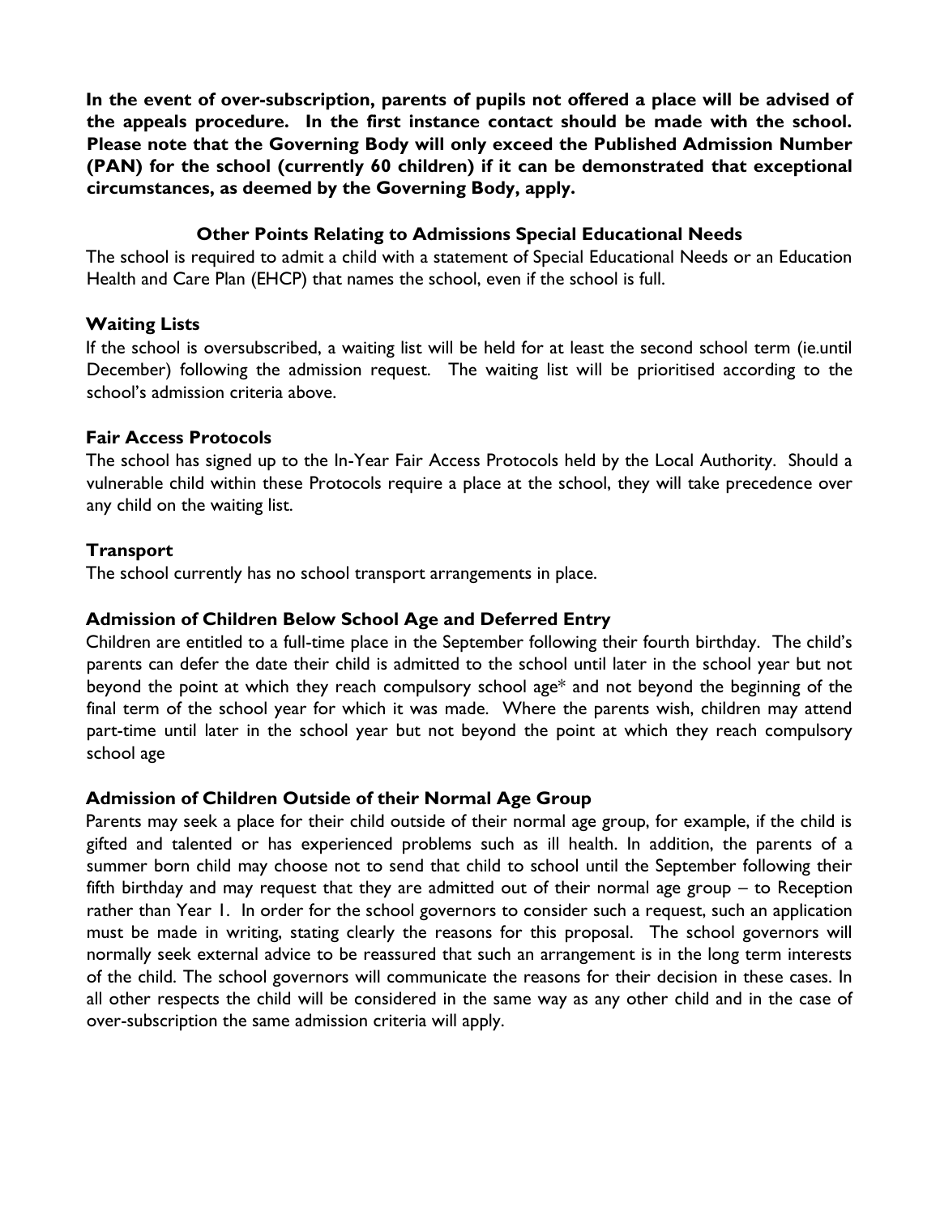**In the event of over-subscription, parents of pupils not offered a place will be advised of the appeals procedure. In the first instance contact should be made with the school. Please note that the Governing Body will only exceed the Published Admission Number (PAN) for the school (currently 60 children) if it can be demonstrated that exceptional circumstances, as deemed by the Governing Body, apply.**

### Other Points Relating to Admissions Special Educational Needs

The school is required to admit a child with a statement of Special Educational Needs or an Education Health and Care Plan (EHCP) that names the school, even if the school is full.

### Waiting Lists

If the school is oversubscribed, a waiting list will be held for at least the second school term (ie.until December) following the admission request. The waiting list will be prioritised according to the school's admission criteria above.

### Fair Access Protocols

The school has signed up to the In-Year Fair Access Protocols held by the Local Authority. Should a vulnerable child within these Protocols require a place at the school, they will take precedence over any child on the waiting list.

### Transport

The school currently has no school transport arrangements in place.

### Admission of Children Below School Age and Deferred Entry

Children are entitled to a full-time place in the September following their fourth birthday. The child's parents can defer the date their child is admitted to the school until later in the school year but not beyond the point at which they reach compulsory school age* and not beyond the beginning of the final term of the school year for which it was made. Where the parents wish, children may attend part-time until later in the school year but not beyond the point at which they reach compulsory school age

### Admission of Children Outside of their Normal Age Group

Parents may seek a place for their child outside of their normal age group, for example, if the child is gifted and talented or has experienced problems such as ill health. In addition, the parents of a summer born child may choose not to send that child to school until the September following their fifth birthday and may request that they are admitted out of their normal age group – to Reception rather than Year 1. In order for the school governors to consider such a request, such an application must be made in writing, stating clearly the reasons for this proposal. The school governors will normally seek external advice to be reassured that such an arrangement is in the long term interests of the child. The school governors will communicate the reasons for their decision in these cases. In all other respects the child will be considered in the same way as any other child and in the case of over-subscription the same admission criteria will apply.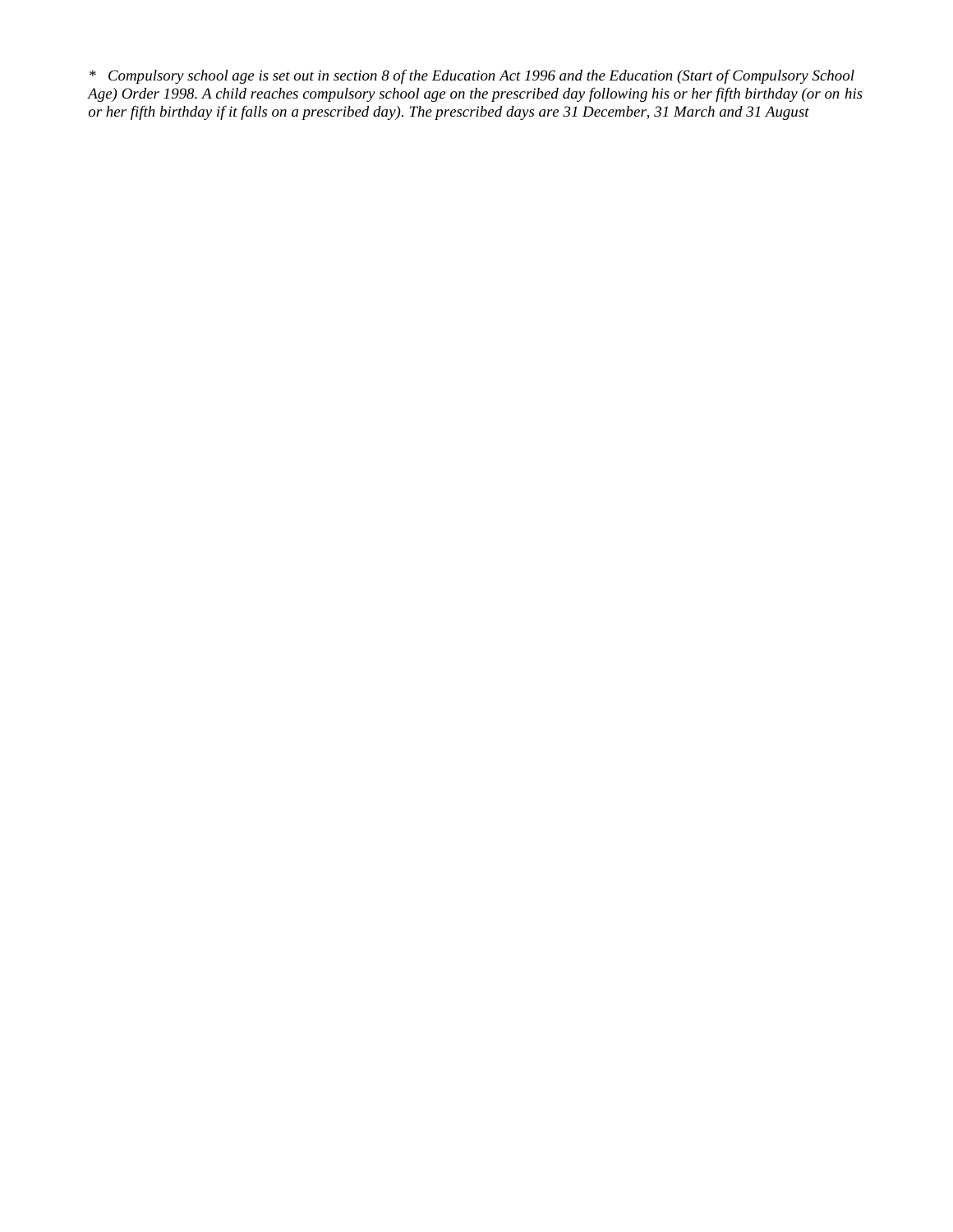*\*  Compulsory school age is set out in section 8 of the Education Act 1996 and the Education (Start of Compulsory School Age) Order 1998. A child reaches compulsory school age on the prescribed day following his or her fifth birthday (or on his or her fifth birthday if it falls on a prescribed day). The prescribed days are 31 December, 31 March and 31 August*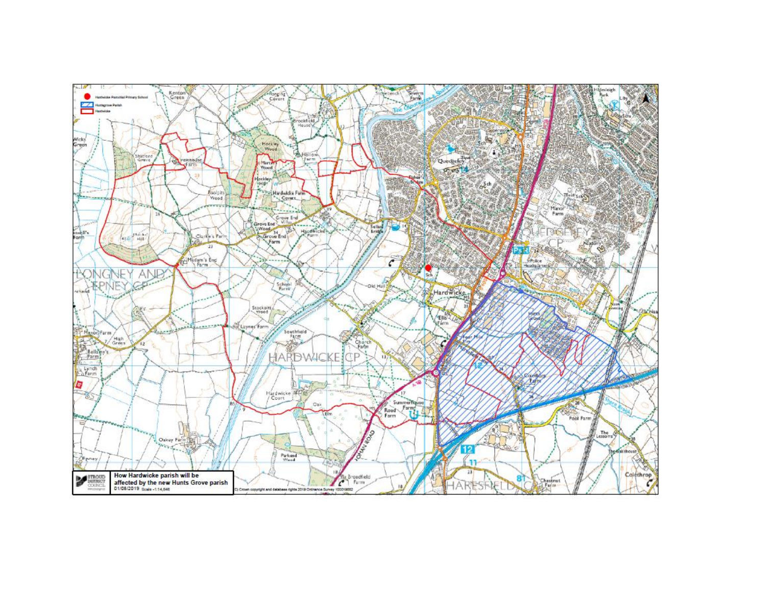Hardwicke Parochial Primary School

Hunts Grove Parish

Hardwicke

**How Hardwicke parish will be affected by the new Hunts Grove parish**

01/08/2019 Scale - 1:14,646

(C) Crown copyright and database rights 2019 Ordnance Survey 100019682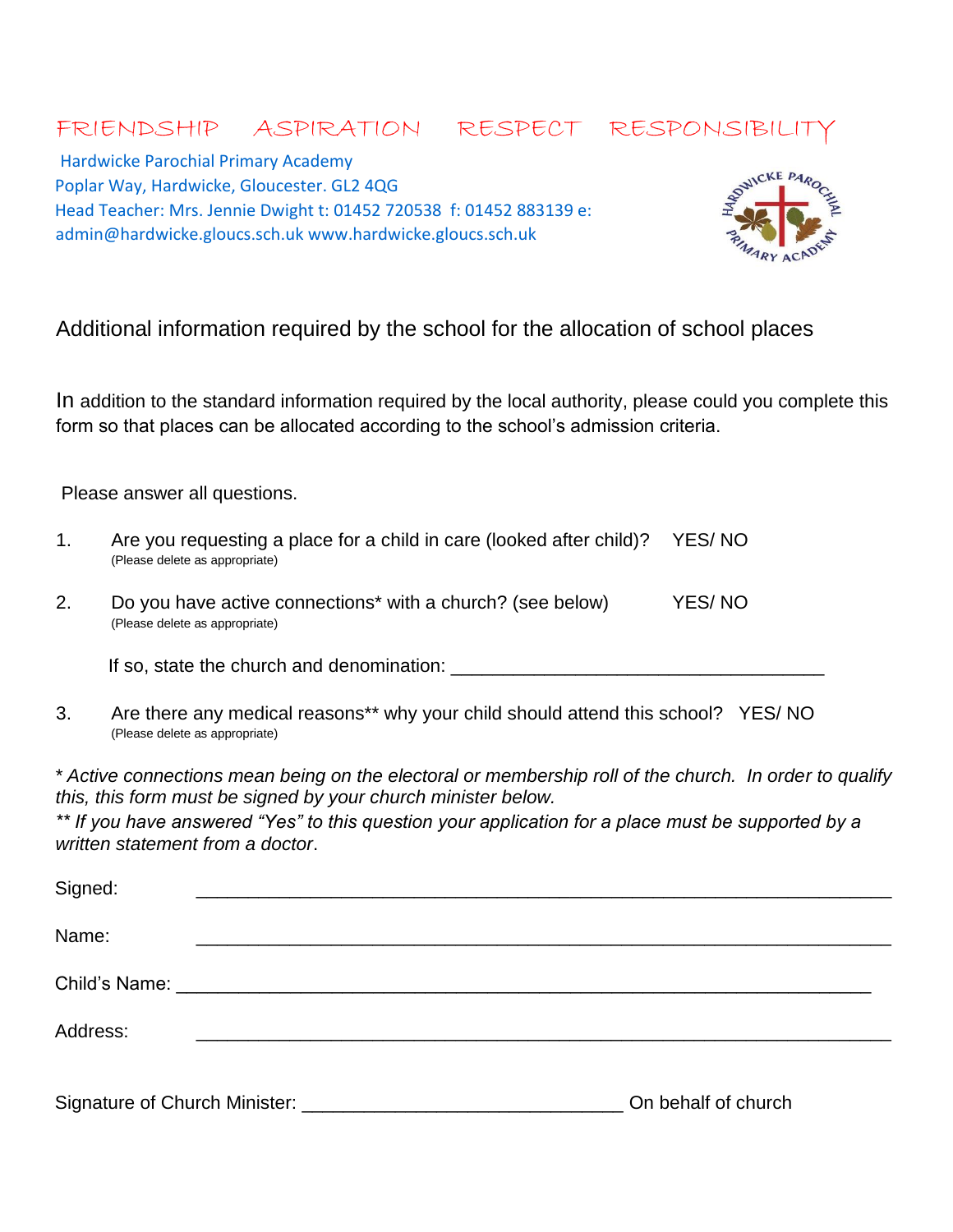FRIENDSHIP ASPIRATION RESPECT RESPONSIBILITY

Hardwicke Parochial Primary Academy
Poplar Way, Hardwicke, Gloucester. GL2 4QG
Head Teacher: Mrs. Jennie Dwight t: 01452 720538 f: 01452 883139 e: admin@hardwicke.gloucs.sch.uk www.hardwicke.gloucs.sch.uk

## Additional information required by the school for the allocation of school places

In addition to the standard information required by the local authority, please could you complete this form so that places can be allocated according to the school's admission criteria.

Please answer all questions.

1. Are you requesting a place for a child in care (looked after child)? YES/ NO
   (Please delete as appropriate)

2. Do you have active connections* with a church? (see below) YES/ NO
   (Please delete as appropriate)

   If so, state the church and denomination: ___________________________________

3. Are there any medical reasons** why your child should attend this school? YES/ NO
   (Please delete as appropriate)

*\* Active connections mean being on the electoral or membership roll of the church. In order to qualify this, this form must be signed by your church minister below.*
*\*\* If you have answered "Yes" to this question your application for a place must be supported by a written statement from a doctor*.

Signed: ____________________________________________________________

Name: ____________________________________________________________

Child's Name: ____________________________________________________________

Address: ____________________________________________________________

Signature of Church Minister: ______________________________ On behalf of church